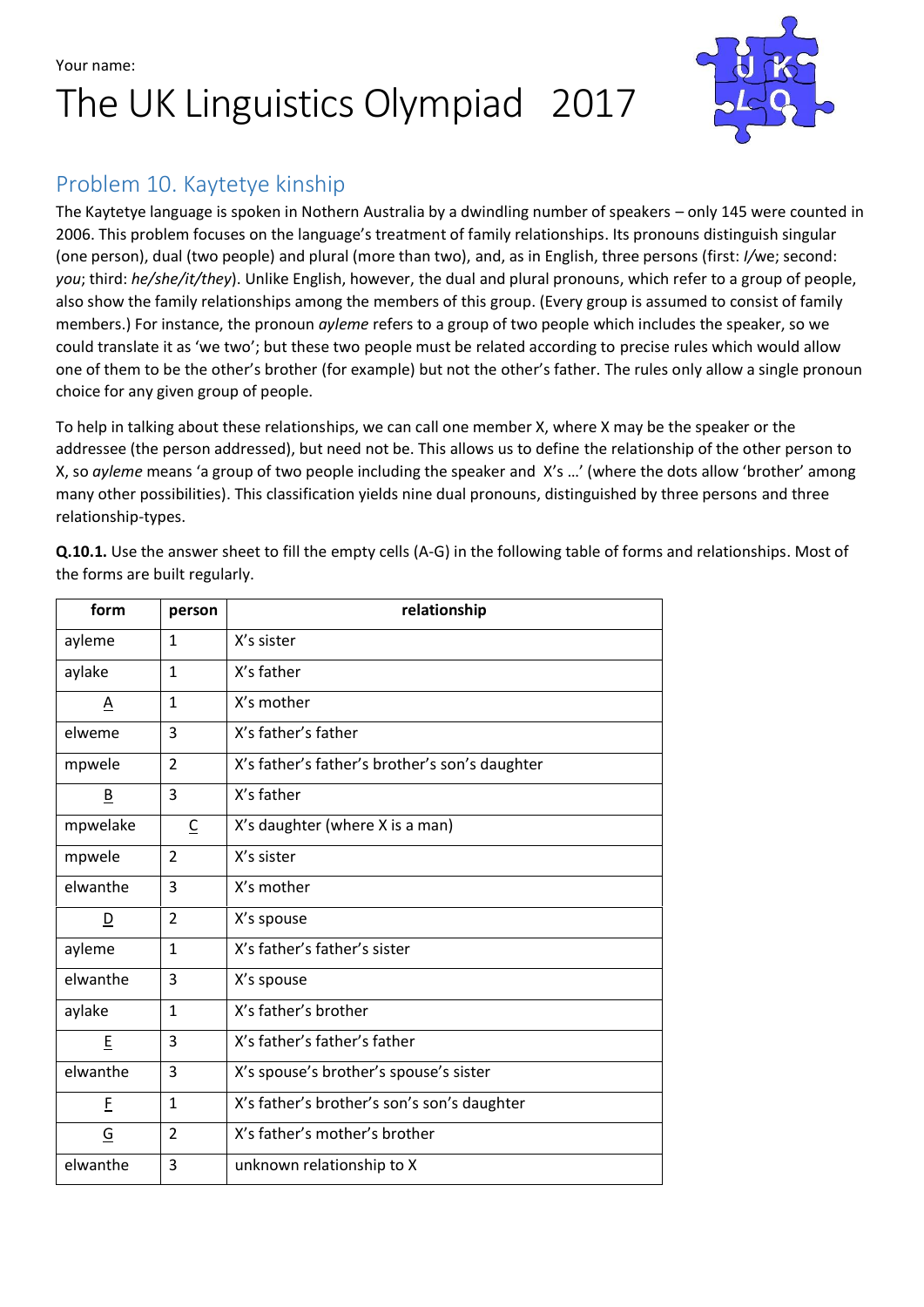Your name:

# The UK Linguistics Olympiad 2017

## Problem 10. Kaytetye kinship

The Kaytetye language is spoken in Nothern Australia by a dwindling number of speakers – only 145 were counted in 2006. This problem focuses on the language's treatment of family relationships. Its pronouns distinguish singular (one person), dual (two people) and plural (more than two), and, as in English, three persons (first: *I/we*; second: *you*; third: *he/she/it/they*). Unlike English, however, the dual and plural pronouns, which refer to a group of people, also show the family relationships among the members of this group. (Every group is assumed to consist of family members.) For instance, the pronoun *ayleme* refers to a group of two people which includes the speaker, so we could translate it as 'we two'; but these two people must be related according to precise rules which would allow one of them to be the other's brother (for example) but not the other's father. The rules only allow a single pronoun choice for any given group of people.

To help in talking about these relationships, we can call one member X, where X may be the speaker or the addressee (the person addressed), but need not be. This allows us to define the relationship of the other person to X, so *ayleme* means 'a group of two people including the speaker and X's …' (where the dots allow 'brother' among many other possibilities). This classification yields nine dual pronouns, distinguished by three persons and three relationship-types.

**Q.10.1.** Use the answer sheet to fill the empty cells (A-G) in the following table of forms and relationships. Most of the forms are built regularly.

| form | person | relationship |
|---|---|---|
| ayleme | 1 | X's sister |
| aylake | 1 | X's father |
| A | 1 | X's mother |
| elweme | 3 | X's father's father |
| mpwele | 2 | X's father's father's brother's son's daughter |
| B | 3 | X's father |
| mpwelake | C | X's daughter (where X is a man) |
| mpwele | 2 | X's sister |
| elwanthe | 3 | X's mother |
| D | 2 | X's spouse |
| ayleme | 1 | X's father's father's sister |
| elwanthe | 3 | X's spouse |
| aylake | 1 | X's father's brother |
| E | 3 | X's father's father's father |
| elwanthe | 3 | X's spouse's brother's spouse's sister |
| F | 1 | X's father's brother's son's son's daughter |
| G | 2 | X's father's mother's brother |
| elwanthe | 3 | unknown relationship to X |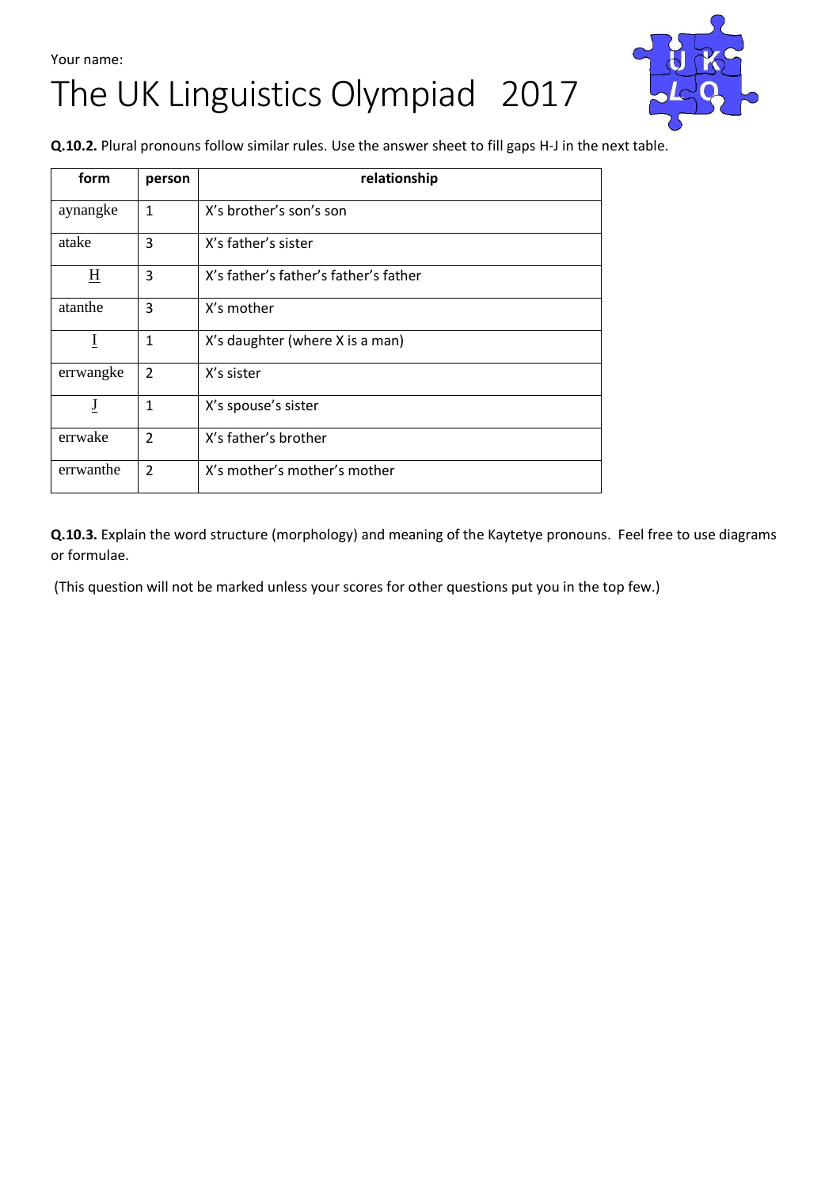Your name:

# The UK Linguistics Olympiad 2017

**Q.10.2.** Plural pronouns follow similar rules. Use the answer sheet to fill gaps H-J in the next table.

| form | person | relationship |
|---|---|---|
| aynangke | 1 | X's brother's son's son |
| atake | 3 | X's father's sister |
| H | 3 | X's father's father's father's father |
| atanthe | 3 | X's mother |
| I | 1 | X's daughter (where X is a man) |
| errwangke | 2 | X's sister |
| J | 1 | X's spouse's sister |
| errwake | 2 | X's father's brother |
| errwanthe | 2 | X's mother's mother's mother |

**Q.10.3.** Explain the word structure (morphology) and meaning of the Kaytetye pronouns. Feel free to use diagrams or formulae.

(This question will not be marked unless your scores for other questions put you in the top few.)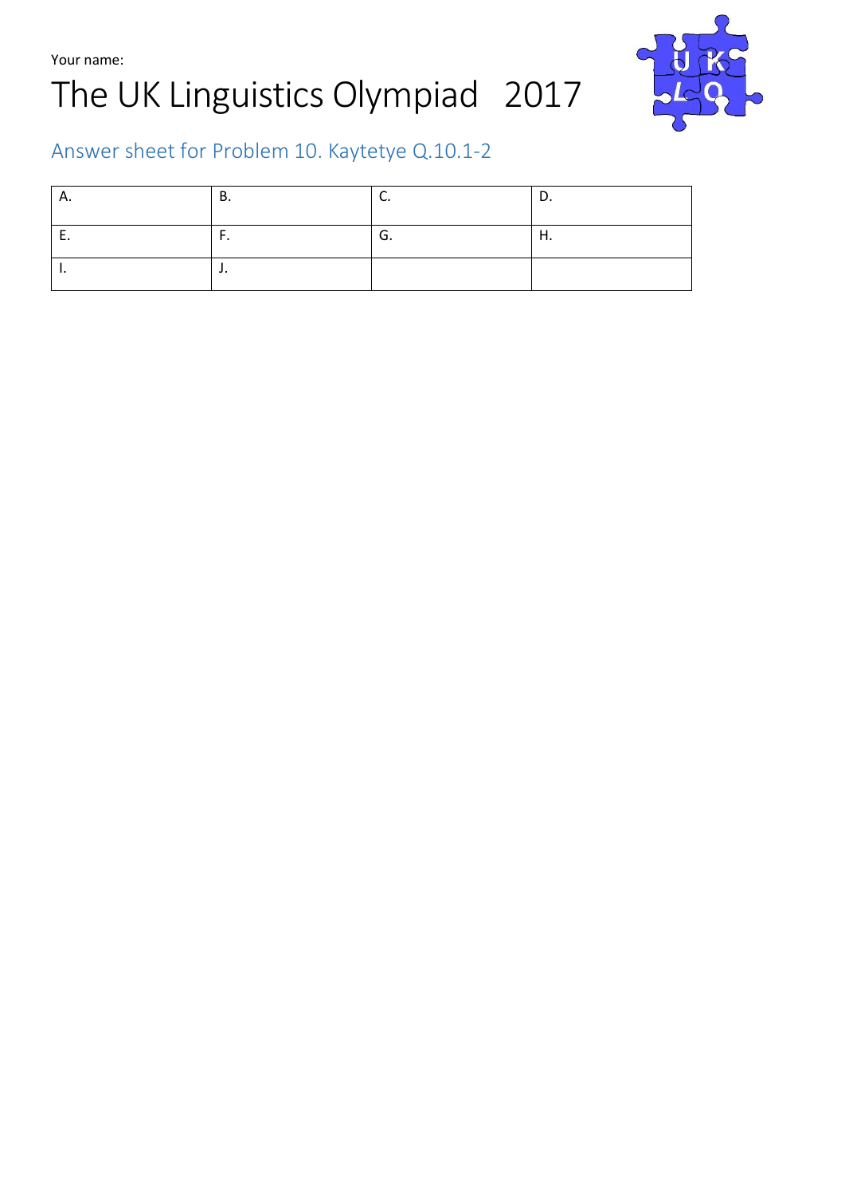Your name:

# The UK Linguistics Olympiad 2017

## Answer sheet for Problem 10. Kaytetye Q.10.1-2

| A. | B. | C. | D. |
|---|---|---|---|
| E. | F. | G. | H. |
| I. | J. | | |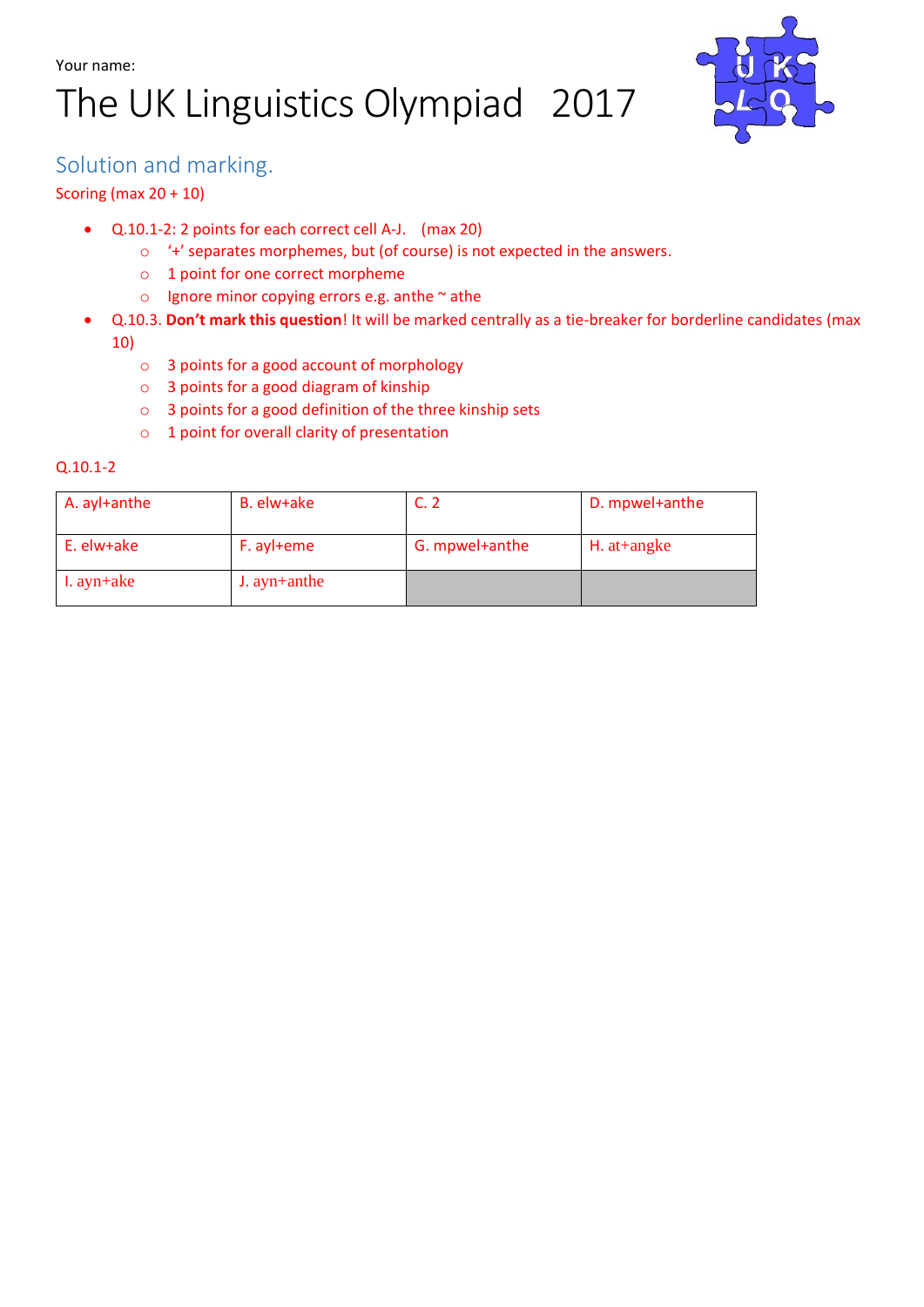Your name:

# The UK Linguistics Olympiad 2017

## Solution and marking.

Scoring (max 20 + 10)

- Q.10.1-2: 2 points for each correct cell A-J. (max 20)
  - '+' separates morphemes, but (of course) is not expected in the answers.
  - 1 point for one correct morpheme
  - Ignore minor copying errors e.g. anthe ~ athe
- Q.10.3. **Don't mark this question**! It will be marked centrally as a tie-breaker for borderline candidates (max 10)
  - 3 points for a good account of morphology
  - 3 points for a good diagram of kinship
  - 3 points for a good definition of the three kinship sets
  - 1 point for overall clarity of presentation

Q.10.1-2

| | | | |
|---|---|---|---|
| A. ayl+anthe | B. elw+ake | C. 2 | D. mpwel+anthe |
| E. elw+ake | F. ayl+eme | G. mpwel+anthe | H. at+angke |
| I. ayn+ake | J. ayn+anthe | | |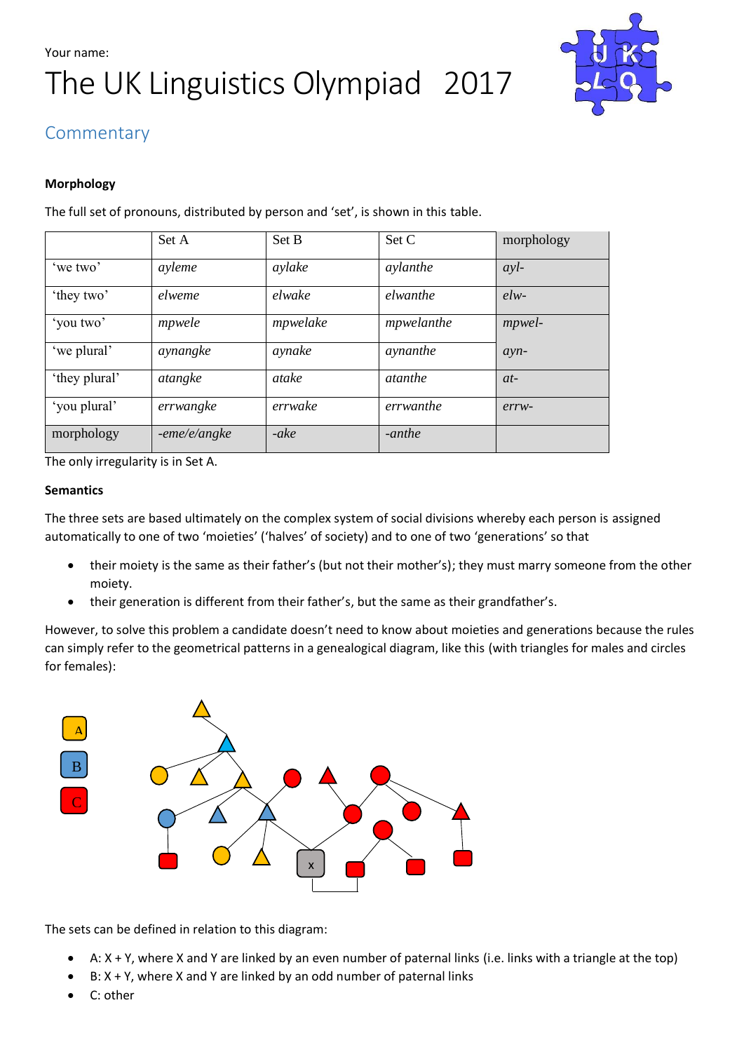Your name:

# The UK Linguistics Olympiad 2017

## Commentary

**Morphology**

The full set of pronouns, distributed by person and 'set', is shown in this table.

| | Set A | Set B | Set C | morphology |
|---|---|---|---|---|
| 'we two' | *ayleme* | *aylake* | *aylanthe* | *ayl-* |
| 'they two' | *elweme* | *elwake* | *elwanthe* | *elw-* |
| 'you two' | *mpwele* | *mpwelake* | *mpwelanthe* | *mpwel-* |
| 'we plural' | *aynangke* | *aynake* | *aynanthe* | *ayn-* |
| 'they plural' | *atangke* | *atake* | *atanthe* | *at-* |
| 'you plural' | *errwangke* | *errwake* | *errwanthe* | *errw-* |
| morphology | *-eme/e/angke* | *-ake* | *-anthe* | |

The only irregularity is in Set A.

**Semantics**

The three sets are based ultimately on the complex system of social divisions whereby each person is assigned automatically to one of two 'moieties' ('halves' of society) and to one of two 'generations' so that

- their moiety is the same as their father's (but not their mother's); they must marry someone from the other moiety.
- their generation is different from their father's, but the same as their grandfather's.

However, to solve this problem a candidate doesn't need to know about moieties and generations because the rules can simply refer to the geometrical patterns in a genealogical diagram, like this (with triangles for males and circles for females):

The sets can be defined in relation to this diagram:

- A: X + Y, where X and Y are linked by an even number of paternal links (i.e. links with a triangle at the top)
- B: X + Y, where X and Y are linked by an odd number of paternal links
- C: other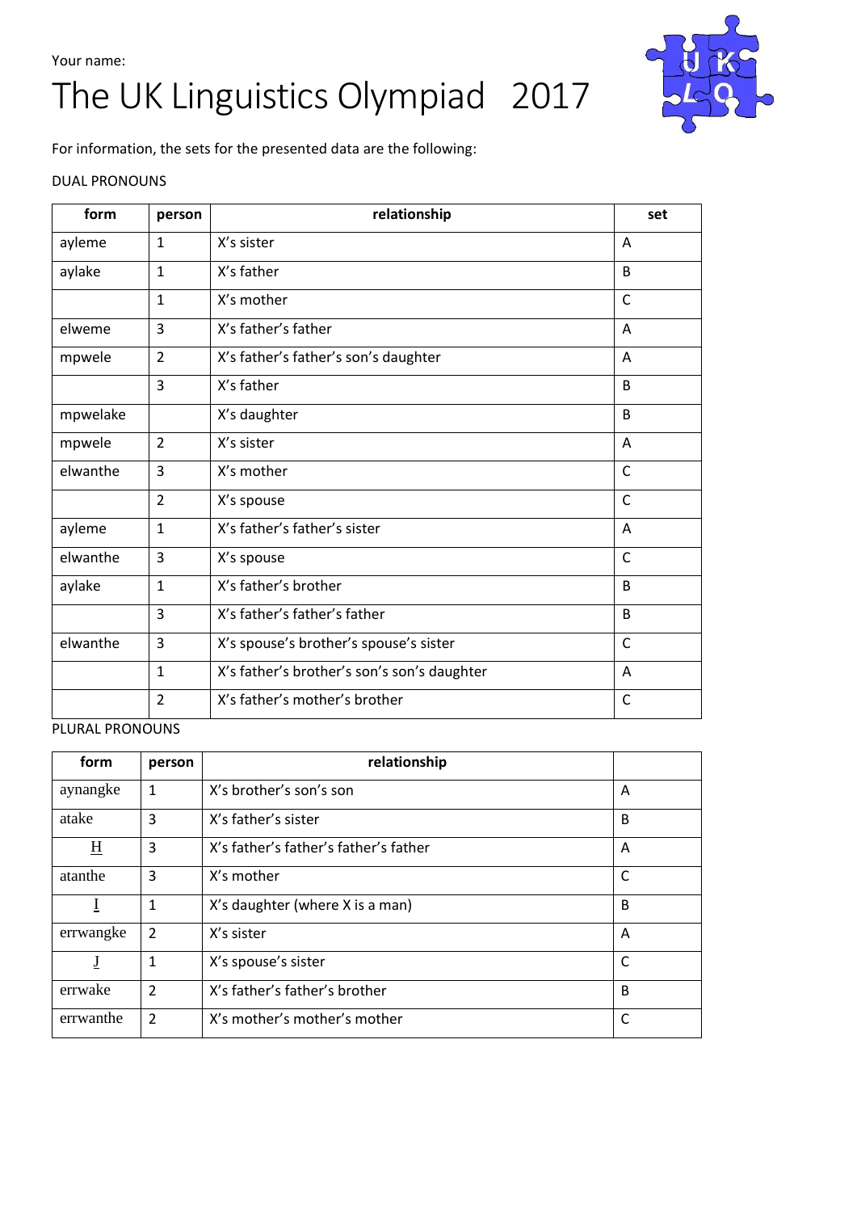Your name:

# The UK Linguistics Olympiad 2017

For information, the sets for the presented data are the following:

DUAL PRONOUNS

| form | person | relationship | set |
|---|---|---|---|
| ayleme | 1 | X's sister | A |
| aylake | 1 | X's father | B |
| | 1 | X's mother | C |
| elweme | 3 | X's father's father | A |
| mpwele | 2 | X's father's father's son's daughter | A |
| | 3 | X's father | B |
| mpwelake | | X's daughter | B |
| mpwele | 2 | X's sister | A |
| elwanthe | 3 | X's mother | C |
| | 2 | X's spouse | C |
| ayleme | 1 | X's father's father's sister | A |
| elwanthe | 3 | X's spouse | C |
| aylake | 1 | X's father's brother | B |
| | 3 | X's father's father's father | B |
| elwanthe | 3 | X's spouse's brother's spouse's sister | C |
| | 1 | X's father's brother's son's son's daughter | A |
| | 2 | X's father's mother's brother | C |

PLURAL PRONOUNS

| form | person | relationship | |
|---|---|---|---|
| aynangke | 1 | X's brother's son's son | A |
| atake | 3 | X's father's sister | B |
| H | 3 | X's father's father's father's father | A |
| atanthe | 3 | X's mother | C |
| I | 1 | X's daughter (where X is a man) | B |
| errwangke | 2 | X's sister | A |
| J | 1 | X's spouse's sister | C |
| errwake | 2 | X's father's father's brother | B |
| errwanthe | 2 | X's mother's mother's mother | C |